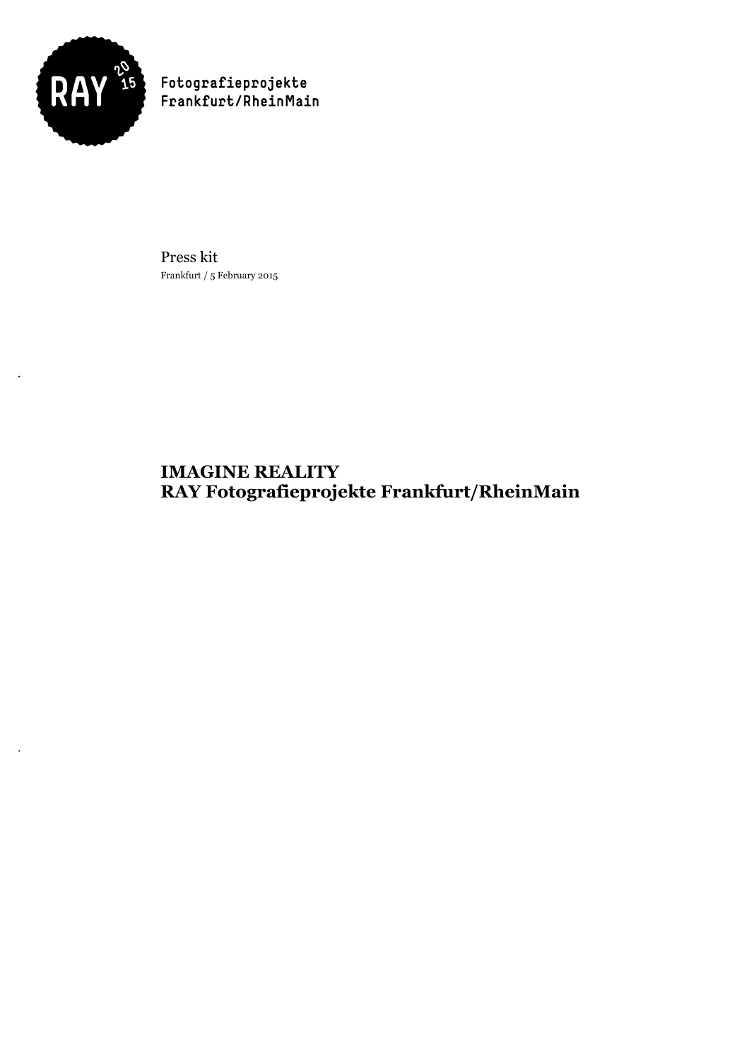RAY 20 15

Fotografieprojekte
Frankfurt/RheinMain

Press kit
Frankfurt / 5 February 2015

# IMAGINE REALITY
# RAY Fotografieprojekte Frankfurt/RheinMain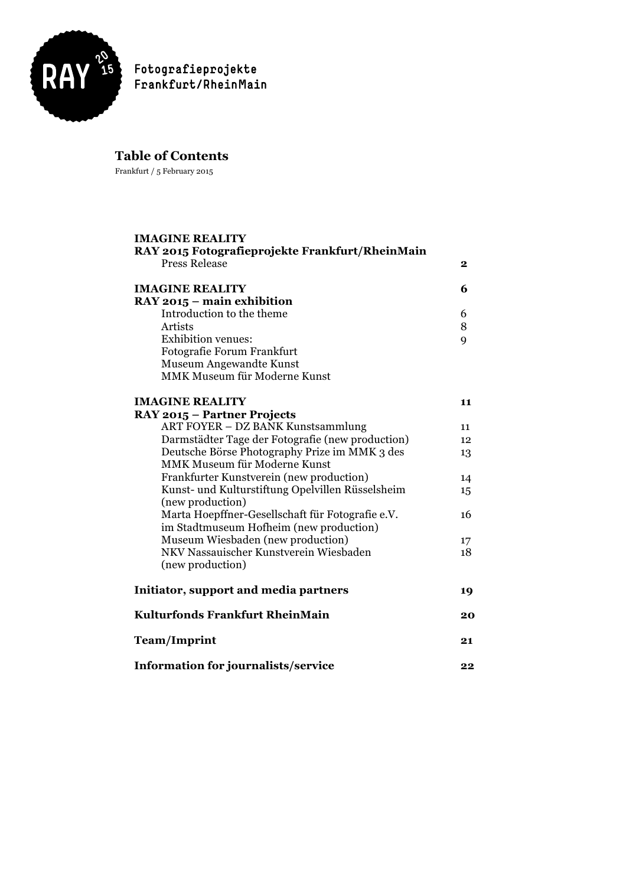Fotografieprojekte
Frankfurt/RheinMain

# Table of Contents

Frankfurt / 5 February 2015

| | |
|---|---|
| **IMAGINE REALITY** | |
| **RAY 2015 Fotografieprojekte Frankfurt/RheinMain** | |
| Press Release | **2** |
| **IMAGINE REALITY** | **6** |
| **RAY 2015 – main exhibition** | |
| Introduction to the theme | 6 |
| Artists | 8 |
| Exhibition venues: | 9 |
| Fotografie Forum Frankfurt | |
| Museum Angewandte Kunst | |
| MMK Museum für Moderne Kunst | |
| **IMAGINE REALITY** | **11** |
| **RAY 2015 – Partner Projects** | |
| ART FOYER – DZ BANK Kunstsammlung | 11 |
| Darmstädter Tage der Fotografie (new production) | 12 |
| Deutsche Börse Photography Prize im MMK 3 des MMK Museum für Moderne Kunst | 13 |
| Frankfurter Kunstverein (new production) | 14 |
| Kunst- und Kulturstiftung Opelvillen Rüsselsheim (new production) | 15 |
| Marta Hoepffner-Gesellschaft für Fotografie e.V. im Stadtmuseum Hofheim (new production) | 16 |
| Museum Wiesbaden (new production) | 17 |
| NKV Nassauischer Kunstverein Wiesbaden (new production) | 18 |
| **Initiator, support and media partners** | **19** |
| **Kulturfonds Frankfurt RheinMain** | **20** |
| **Team/Imprint** | **21** |
| **Information for journalists/service** | **22** |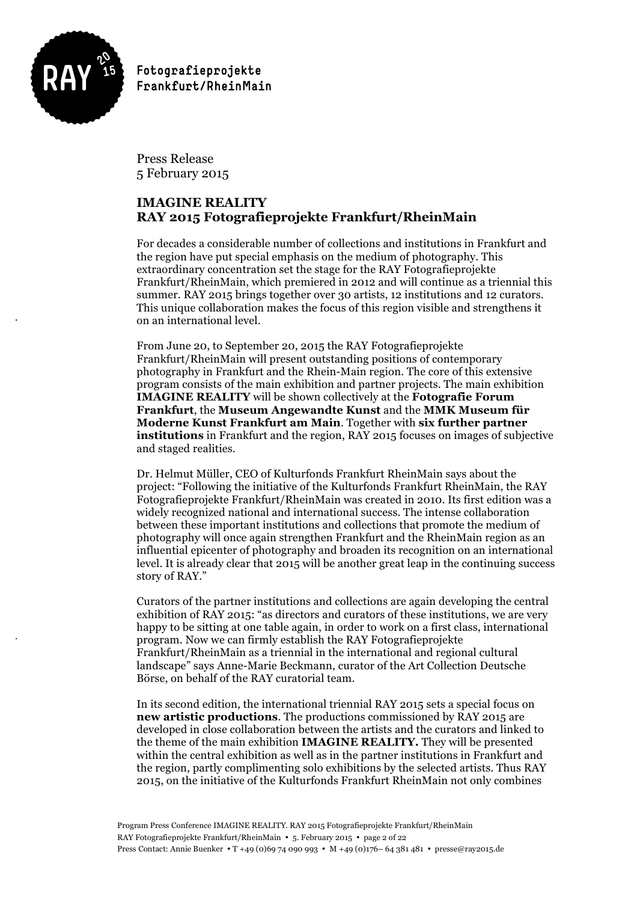Press Release
5 February 2015

## IMAGINE REALITY
## RAY 2015 Fotografieprojekte Frankfurt/RheinMain

For decades a considerable number of collections and institutions in Frankfurt and the region have put special emphasis on the medium of photography. This extraordinary concentration set the stage for the RAY Fotografieprojekte Frankfurt/RheinMain, which premiered in 2012 and will continue as a triennial this summer. RAY 2015 brings together over 30 artists, 12 institutions and 12 curators. This unique collaboration makes the focus of this region visible and strengthens it on an international level.

From June 20, to September 20, 2015 the RAY Fotografieprojekte Frankfurt/RheinMain will present outstanding positions of contemporary photography in Frankfurt and the Rhein-Main region. The core of this extensive program consists of the main exhibition and partner projects. The main exhibition **IMAGINE REALITY** will be shown collectively at the **Fotografie Forum Frankfurt**, the **Museum Angewandte Kunst** and the **MMK Museum für Moderne Kunst Frankfurt am Main**. Together with **six further partner institutions** in Frankfurt and the region, RAY 2015 focuses on images of subjective and staged realities.

Dr. Helmut Müller, CEO of Kulturfonds Frankfurt RheinMain says about the project: "Following the initiative of the Kulturfonds Frankfurt RheinMain, the RAY Fotografieprojekte Frankfurt/RheinMain was created in 2010. Its first edition was a widely recognized national and international success. The intense collaboration between these important institutions and collections that promote the medium of photography will once again strengthen Frankfurt and the RheinMain region as an influential epicenter of photography and broaden its recognition on an international level. It is already clear that 2015 will be another great leap in the continuing success story of RAY."

Curators of the partner institutions and collections are again developing the central exhibition of RAY 2015: "as directors and curators of these institutions, we are very happy to be sitting at one table again, in order to work on a first class, international program. Now we can firmly establish the RAY Fotografieprojekte Frankfurt/RheinMain as a triennial in the international and regional cultural landscape" says Anne-Marie Beckmann, curator of the Art Collection Deutsche Börse, on behalf of the RAY curatorial team.

In its second edition, the international triennial RAY 2015 sets a special focus on **new artistic productions**. The productions commissioned by RAY 2015 are developed in close collaboration between the artists and the curators and linked to the theme of the main exhibition **IMAGINE REALITY.** They will be presented within the central exhibition as well as in the partner institutions in Frankfurt and the region, partly complimenting solo exhibitions by the selected artists. Thus RAY 2015, on the initiative of the Kulturfonds Frankfurt RheinMain not only combines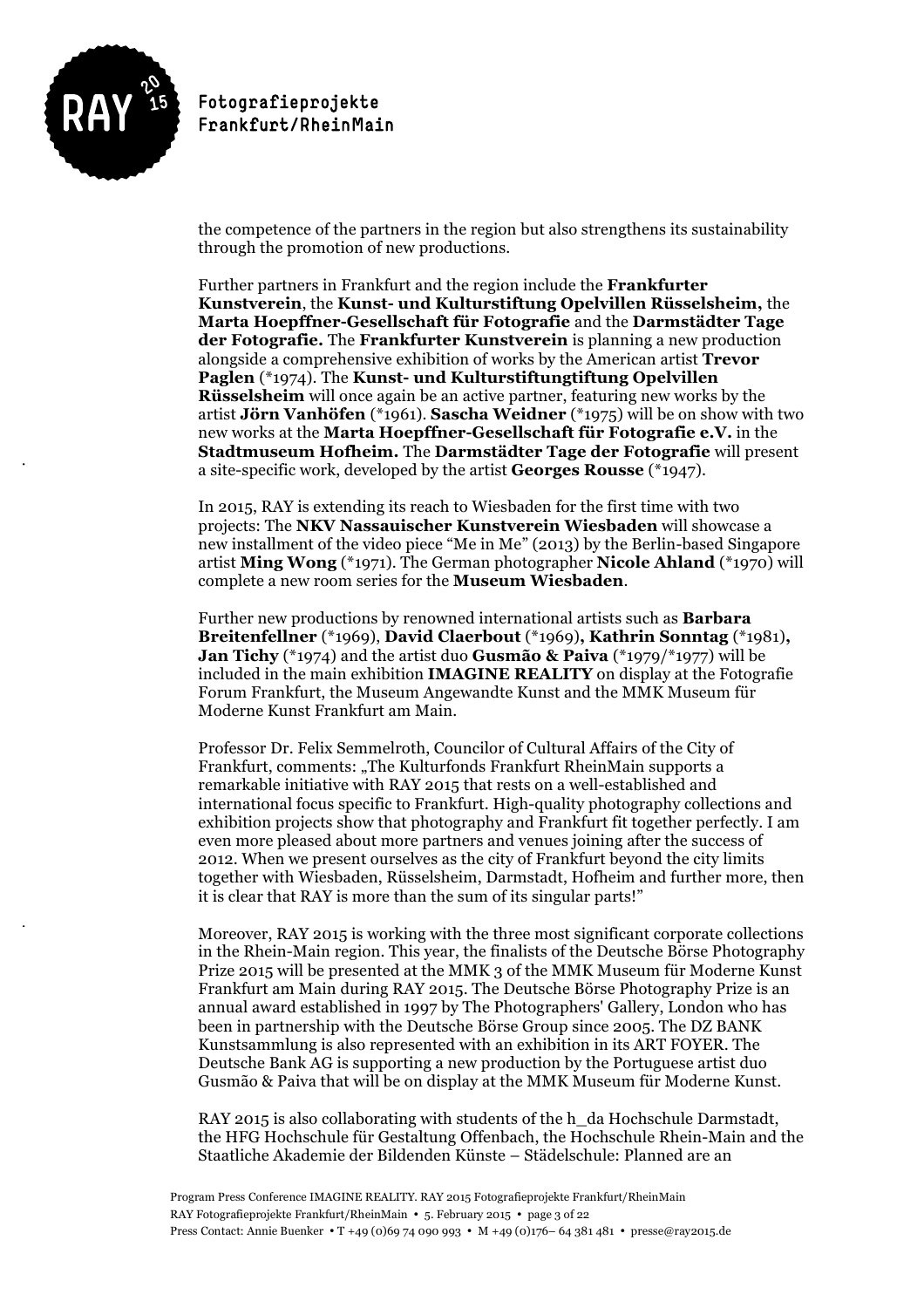the competence of the partners in the region but also strengthens its sustainability through the promotion of new productions.

Further partners in Frankfurt and the region include the **Frankfurter Kunstverein**, the **Kunst- und Kulturstiftung Opelvillen Rüsselsheim,** the **Marta Hoepffner-Gesellschaft für Fotografie** and the **Darmstädter Tage der Fotografie.** The **Frankfurter Kunstverein** is planning a new production alongside a comprehensive exhibition of works by the American artist **Trevor Paglen** (*1974). The **Kunst- und Kulturstiftungtiftung Opelvillen Rüsselsheim** will once again be an active partner, featuring new works by the artist **Jörn Vanhöfen** (*1961). **Sascha Weidner** (*1975) will be on show with two new works at the **Marta Hoepffner-Gesellschaft für Fotografie e.V.** in the **Stadtmuseum Hofheim.** The **Darmstädter Tage der Fotografie** will present a site-specific work, developed by the artist **Georges Rousse** (*1947).

In 2015, RAY is extending its reach to Wiesbaden for the first time with two projects: The **NKV Nassauischer Kunstverein Wiesbaden** will showcase a new installment of the video piece "Me in Me" (2013) by the Berlin-based Singapore artist **Ming Wong** (*1971). The German photographer **Nicole Ahland** (*1970) will complete a new room series for the **Museum Wiesbaden**.

Further new productions by renowned international artists such as **Barbara Breitenfellner** (*1969), **David Claerbout** (*1969)**, Kathrin Sonntag** (*1981)**, Jan Tichy** (*1974) and the artist duo **Gusmão & Paiva** (*1979/*1977) will be included in the main exhibition **IMAGINE REALITY** on display at the Fotografie Forum Frankfurt, the Museum Angewandte Kunst and the MMK Museum für Moderne Kunst Frankfurt am Main.

Professor Dr. Felix Semmelroth, Councilor of Cultural Affairs of the City of Frankfurt, comments: „The Kulturfonds Frankfurt RheinMain supports a remarkable initiative with RAY 2015 that rests on a well-established and international focus specific to Frankfurt. High-quality photography collections and exhibition projects show that photography and Frankfurt fit together perfectly. I am even more pleased about more partners and venues joining after the success of 2012. When we present ourselves as the city of Frankfurt beyond the city limits together with Wiesbaden, Rüsselsheim, Darmstadt, Hofheim and further more, then it is clear that RAY is more than the sum of its singular parts!"

Moreover, RAY 2015 is working with the three most significant corporate collections in the Rhein-Main region. This year, the finalists of the Deutsche Börse Photography Prize 2015 will be presented at the MMK 3 of the MMK Museum für Moderne Kunst Frankfurt am Main during RAY 2015. The Deutsche Börse Photography Prize is an annual award established in 1997 by The Photographers' Gallery, London who has been in partnership with the Deutsche Börse Group since 2005. The DZ BANK Kunstsammlung is also represented with an exhibition in its ART FOYER. The Deutsche Bank AG is supporting a new production by the Portuguese artist duo Gusmão & Paiva that will be on display at the MMK Museum für Moderne Kunst.

RAY 2015 is also collaborating with students of the h_da Hochschule Darmstadt, the HFG Hochschule für Gestaltung Offenbach, the Hochschule Rhein-Main and the Staatliche Akademie der Bildenden Künste – Städelschule: Planned are an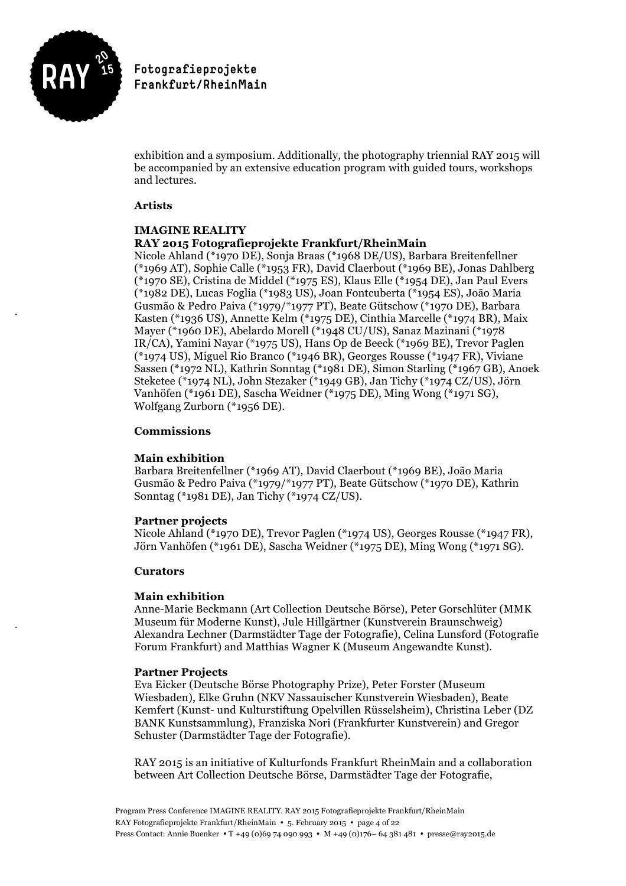exhibition and a symposium. Additionally, the photography triennial RAY 2015 will be accompanied by an extensive education program with guided tours, workshops and lectures.

**Artists**

**IMAGINE REALITY**
**RAY 2015 Fotografieprojekte Frankfurt/RheinMain**
Nicole Ahland (*1970 DE), Sonja Braas (*1968 DE/US), Barbara Breitenfellner (*1969 AT), Sophie Calle (*1953 FR), David Claerbout (*1969 BE), Jonas Dahlberg (*1970 SE), Cristina de Middel (*1975 ES), Klaus Elle (*1954 DE), Jan Paul Evers (*1982 DE), Lucas Foglia (*1983 US), Joan Fontcuberta (*1954 ES), João Maria Gusmão & Pedro Paiva (*1979/*1977 PT), Beate Gütschow (*1970 DE), Barbara Kasten (*1936 US), Annette Kelm (*1975 DE), Cinthia Marcelle (*1974 BR), Maix Mayer (*1960 DE), Abelardo Morell (*1948 CU/US), Sanaz Mazinani (*1978 IR/CA), Yamini Nayar (*1975 US), Hans Op de Beeck (*1969 BE), Trevor Paglen (*1974 US), Miguel Rio Branco (*1946 BR), Georges Rousse (*1947 FR), Viviane Sassen (*1972 NL), Kathrin Sonntag (*1981 DE), Simon Starling (*1967 GB), Anoek Steketee (*1974 NL), John Stezaker (*1949 GB), Jan Tichy (*1974 CZ/US), Jörn Vanhöfen (*1961 DE), Sascha Weidner (*1975 DE), Ming Wong (*1971 SG), Wolfgang Zurborn (*1956 DE).

**Commissions**

**Main exhibition**
Barbara Breitenfellner (*1969 AT), David Claerbout (*1969 BE), João Maria Gusmão & Pedro Paiva (*1979/*1977 PT), Beate Gütschow (*1970 DE), Kathrin Sonntag (*1981 DE), Jan Tichy (*1974 CZ/US).

**Partner projects**
Nicole Ahland (*1970 DE), Trevor Paglen (*1974 US), Georges Rousse (*1947 FR), Jörn Vanhöfen (*1961 DE), Sascha Weidner (*1975 DE), Ming Wong (*1971 SG).

**Curators**

**Main exhibition**
Anne-Marie Beckmann (Art Collection Deutsche Börse), Peter Gorschlüter (MMK Museum für Moderne Kunst), Jule Hillgärtner (Kunstverein Braunschweig) Alexandra Lechner (Darmstädter Tage der Fotografie), Celina Lunsford (Fotografie Forum Frankfurt) and Matthias Wagner K (Museum Angewandte Kunst).

**Partner Projects**
Eva Eicker (Deutsche Börse Photography Prize), Peter Forster (Museum Wiesbaden), Elke Gruhn (NKV Nassauischer Kunstverein Wiesbaden), Beate Kemfert (Kunst- und Kulturstiftung Opelvillen Rüsselsheim), Christina Leber (DZ BANK Kunstsammlung), Franziska Nori (Frankfurter Kunstverein) and Gregor Schuster (Darmstädter Tage der Fotografie).

RAY 2015 is an initiative of Kulturfonds Frankfurt RheinMain and a collaboration between Art Collection Deutsche Börse, Darmstädter Tage der Fotografie,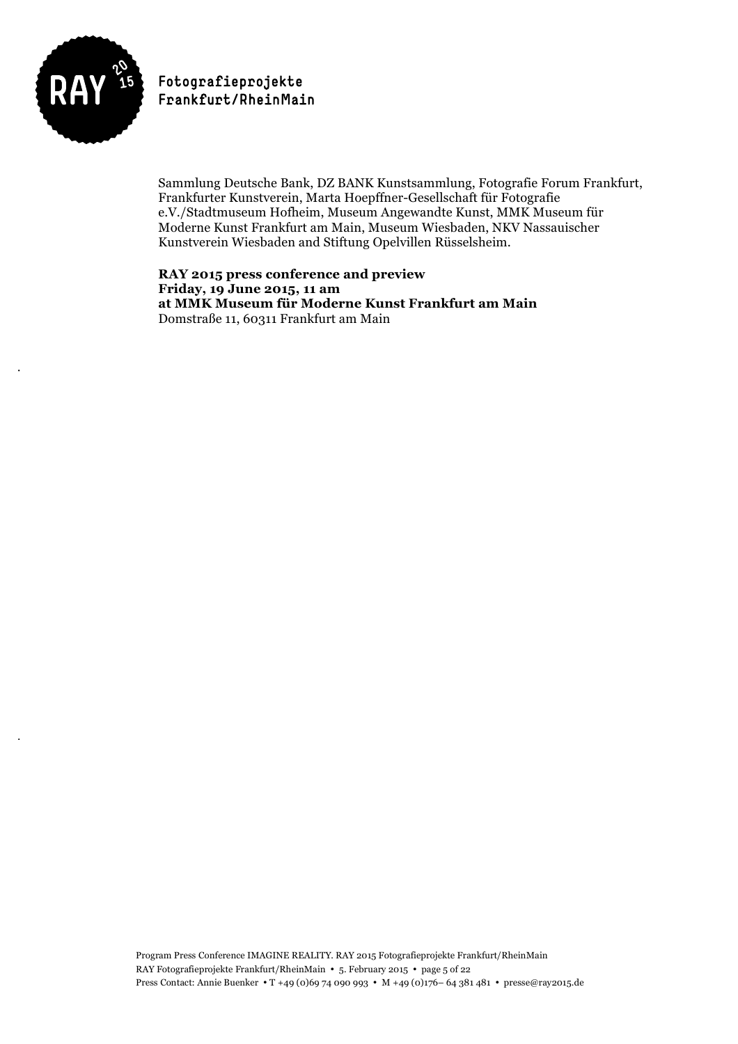Sammlung Deutsche Bank, DZ BANK Kunstsammlung, Fotografie Forum Frankfurt, Frankfurter Kunstverein, Marta Hoepffner-Gesellschaft für Fotografie e.V./Stadtmuseum Hofheim, Museum Angewandte Kunst, MMK Museum für Moderne Kunst Frankfurt am Main, Museum Wiesbaden, NKV Nassauischer Kunstverein Wiesbaden and Stiftung Opelvillen Rüsselsheim.

**RAY 2015 press conference and preview**
**Friday, 19 June 2015, 11 am**
**at MMK Museum für Moderne Kunst Frankfurt am Main**
Domstraße 11, 60311 Frankfurt am Main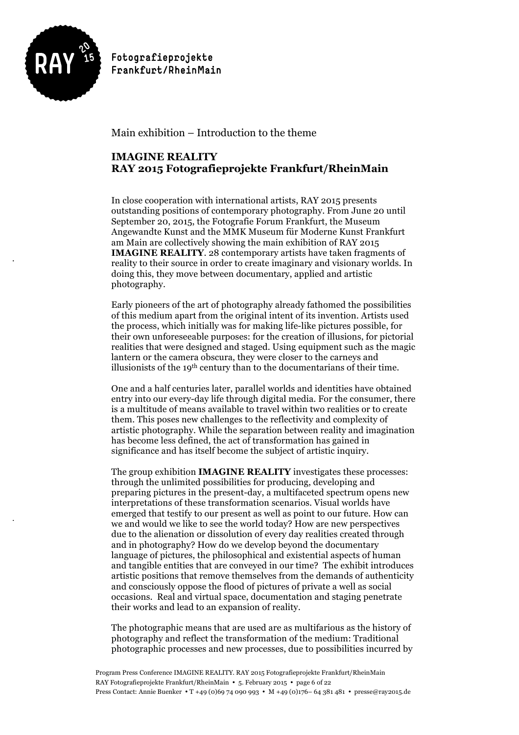Main exhibition – Introduction to the theme

## IMAGINE REALITY
## RAY 2015 Fotografieprojekte Frankfurt/RheinMain

In close cooperation with international artists, RAY 2015 presents outstanding positions of contemporary photography. From June 20 until September 20, 2015, the Fotografie Forum Frankfurt, the Museum Angewandte Kunst and the MMK Museum für Moderne Kunst Frankfurt am Main are collectively showing the main exhibition of RAY 2015 **IMAGINE REALITY**. 28 contemporary artists have taken fragments of reality to their source in order to create imaginary and visionary worlds. In doing this, they move between documentary, applied and artistic photography.

Early pioneers of the art of photography already fathomed the possibilities of this medium apart from the original intent of its invention. Artists used the process, which initially was for making life-like pictures possible, for their own unforeseeable purposes: for the creation of illusions, for pictorial realities that were designed and staged. Using equipment such as the magic lantern or the camera obscura, they were closer to the carneys and illusionists of the 19th century than to the documentarians of their time.

One and a half centuries later, parallel worlds and identities have obtained entry into our every-day life through digital media. For the consumer, there is a multitude of means available to travel within two realities or to create them. This poses new challenges to the reflectivity and complexity of artistic photography. While the separation between reality and imagination has become less defined, the act of transformation has gained in significance and has itself become the subject of artistic inquiry.

The group exhibition **IMAGINE REALITY** investigates these processes: through the unlimited possibilities for producing, developing and preparing pictures in the present-day, a multifaceted spectrum opens new interpretations of these transformation scenarios. Visual worlds have emerged that testify to our present as well as point to our future. How can we and would we like to see the world today? How are new perspectives due to the alienation or dissolution of every day realities created through and in photography? How do we develop beyond the documentary language of pictures, the philosophical and existential aspects of human and tangible entities that are conveyed in our time? The exhibit introduces artistic positions that remove themselves from the demands of authenticity and consciously oppose the flood of pictures of private a well as social occasions. Real and virtual space, documentation and staging penetrate their works and lead to an expansion of reality.

The photographic means that are used are as multifarious as the history of photography and reflect the transformation of the medium: Traditional photographic processes and new processes, due to possibilities incurred by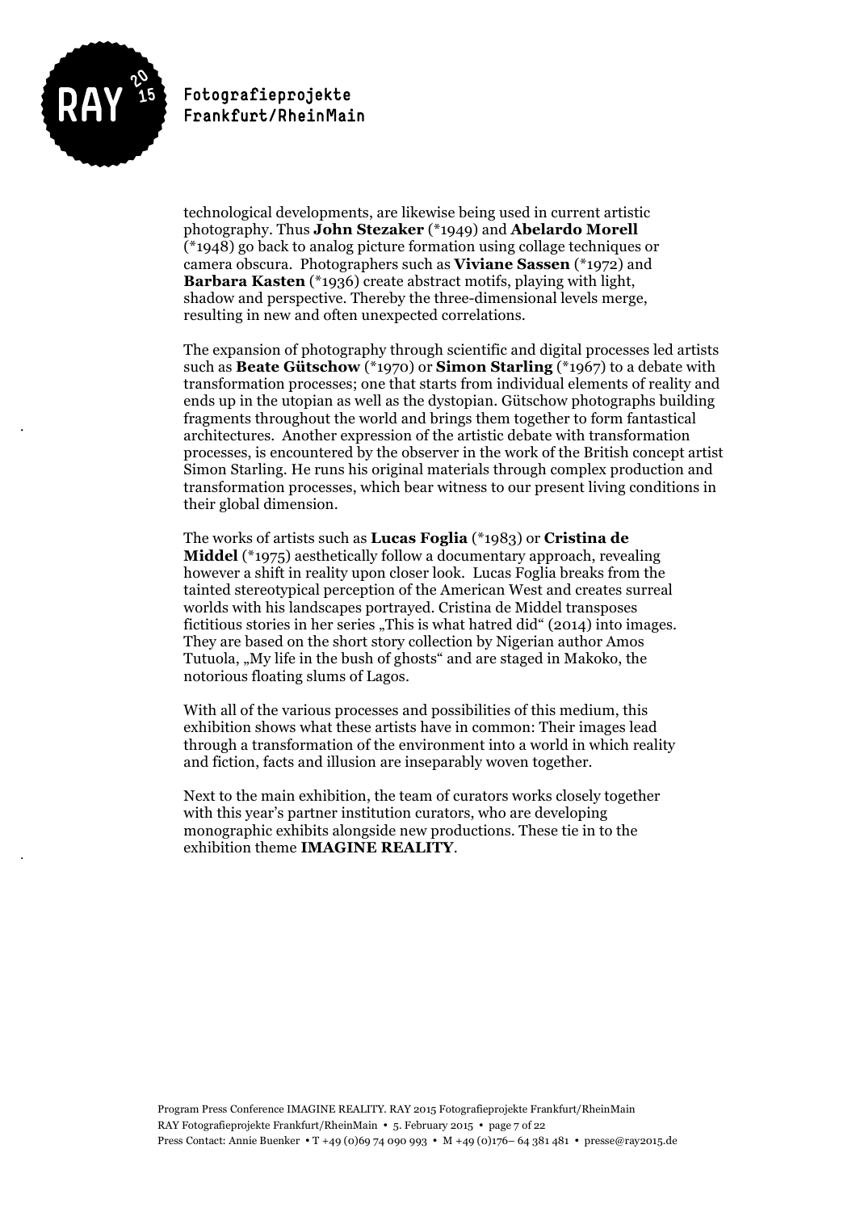technological developments, are likewise being used in current artistic photography. Thus **John Stezaker** (*1949) and **Abelardo Morell** (*1948) go back to analog picture formation using collage techniques or camera obscura. Photographers such as **Viviane Sassen** (*1972) and **Barbara Kasten** (*1936) create abstract motifs, playing with light, shadow and perspective. Thereby the three-dimensional levels merge, resulting in new and often unexpected correlations.

The expansion of photography through scientific and digital processes led artists such as **Beate Gütschow** (*1970) or **Simon Starling** (*1967) to a debate with transformation processes; one that starts from individual elements of reality and ends up in the utopian as well as the dystopian. Gütschow photographs building fragments throughout the world and brings them together to form fantastical architectures. Another expression of the artistic debate with transformation processes, is encountered by the observer in the work of the British concept artist Simon Starling. He runs his original materials through complex production and transformation processes, which bear witness to our present living conditions in their global dimension.

The works of artists such as **Lucas Foglia** (*1983) or **Cristina de Middel** (*1975) aesthetically follow a documentary approach, revealing however a shift in reality upon closer look. Lucas Foglia breaks from the tainted stereotypical perception of the American West and creates surreal worlds with his landscapes portrayed. Cristina de Middel transposes fictitious stories in her series „This is what hatred did" (2014) into images. They are based on the short story collection by Nigerian author Amos Tutuola, „My life in the bush of ghosts" and are staged in Makoko, the notorious floating slums of Lagos.

With all of the various processes and possibilities of this medium, this exhibition shows what these artists have in common: Their images lead through a transformation of the environment into a world in which reality and fiction, facts and illusion are inseparably woven together.

Next to the main exhibition, the team of curators works closely together with this year's partner institution curators, who are developing monographic exhibits alongside new productions. These tie in to the exhibition theme **IMAGINE REALITY**.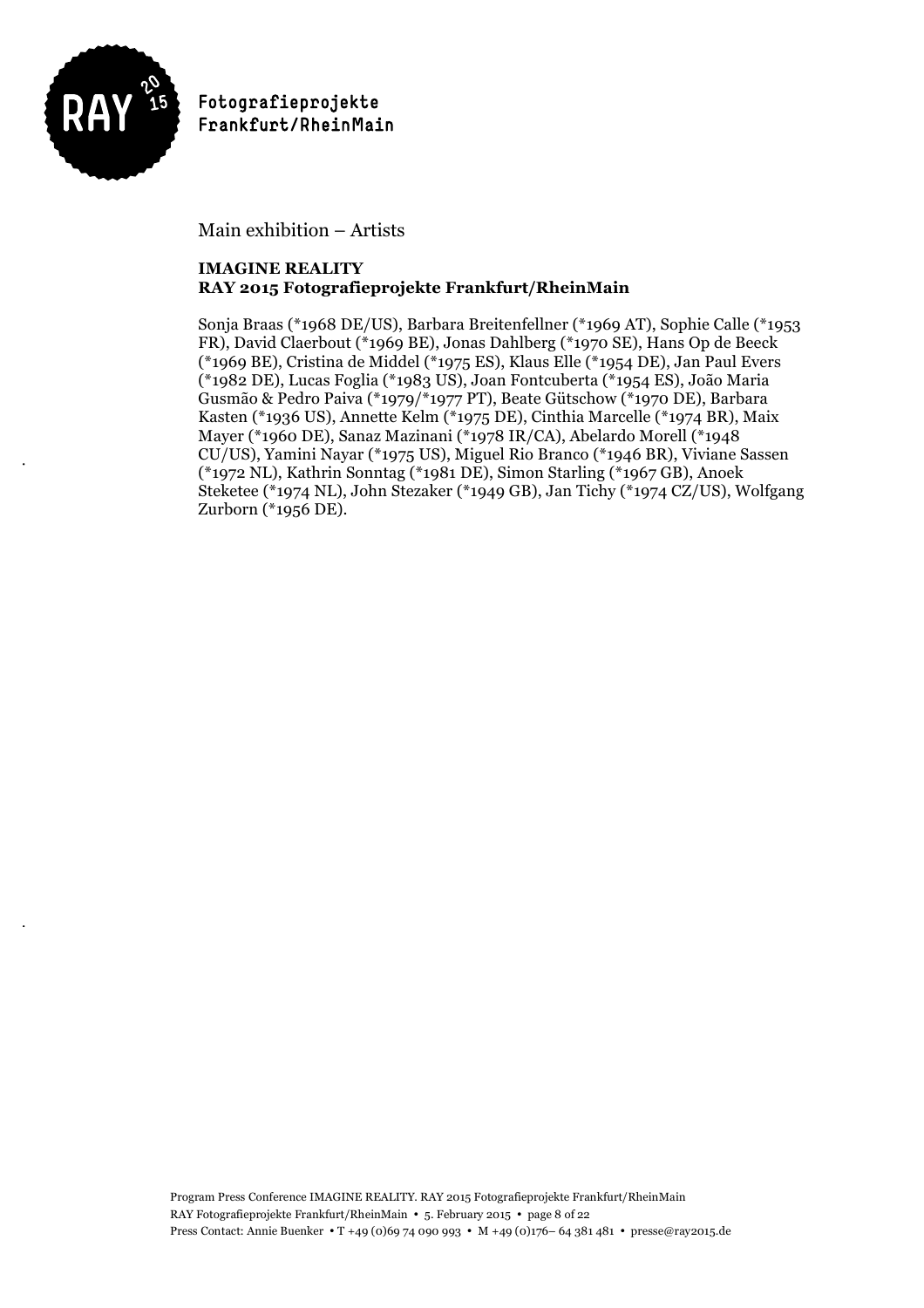Main exhibition – Artists

**IMAGINE REALITY**
**RAY 2015 Fotografieprojekte Frankfurt/RheinMain**

Sonja Braas (*1968 DE/US), Barbara Breitenfellner (*1969 AT), Sophie Calle (*1953 FR), David Claerbout (*1969 BE), Jonas Dahlberg (*1970 SE), Hans Op de Beeck (*1969 BE), Cristina de Middel (*1975 ES), Klaus Elle (*1954 DE), Jan Paul Evers (*1982 DE), Lucas Foglia (*1983 US), Joan Fontcuberta (*1954 ES), João Maria Gusmão & Pedro Paiva (*1979/*1977 PT), Beate Gütschow (*1970 DE), Barbara Kasten (*1936 US), Annette Kelm (*1975 DE), Cinthia Marcelle (*1974 BR), Maix Mayer (*1960 DE), Sanaz Mazinani (*1978 IR/CA), Abelardo Morell (*1948 CU/US), Yamini Nayar (*1975 US), Miguel Rio Branco (*1946 BR), Viviane Sassen (*1972 NL), Kathrin Sonntag (*1981 DE), Simon Starling (*1967 GB), Anoek Steketee (*1974 NL), John Stezaker (*1949 GB), Jan Tichy (*1974 CZ/US), Wolfgang Zurborn (*1956 DE).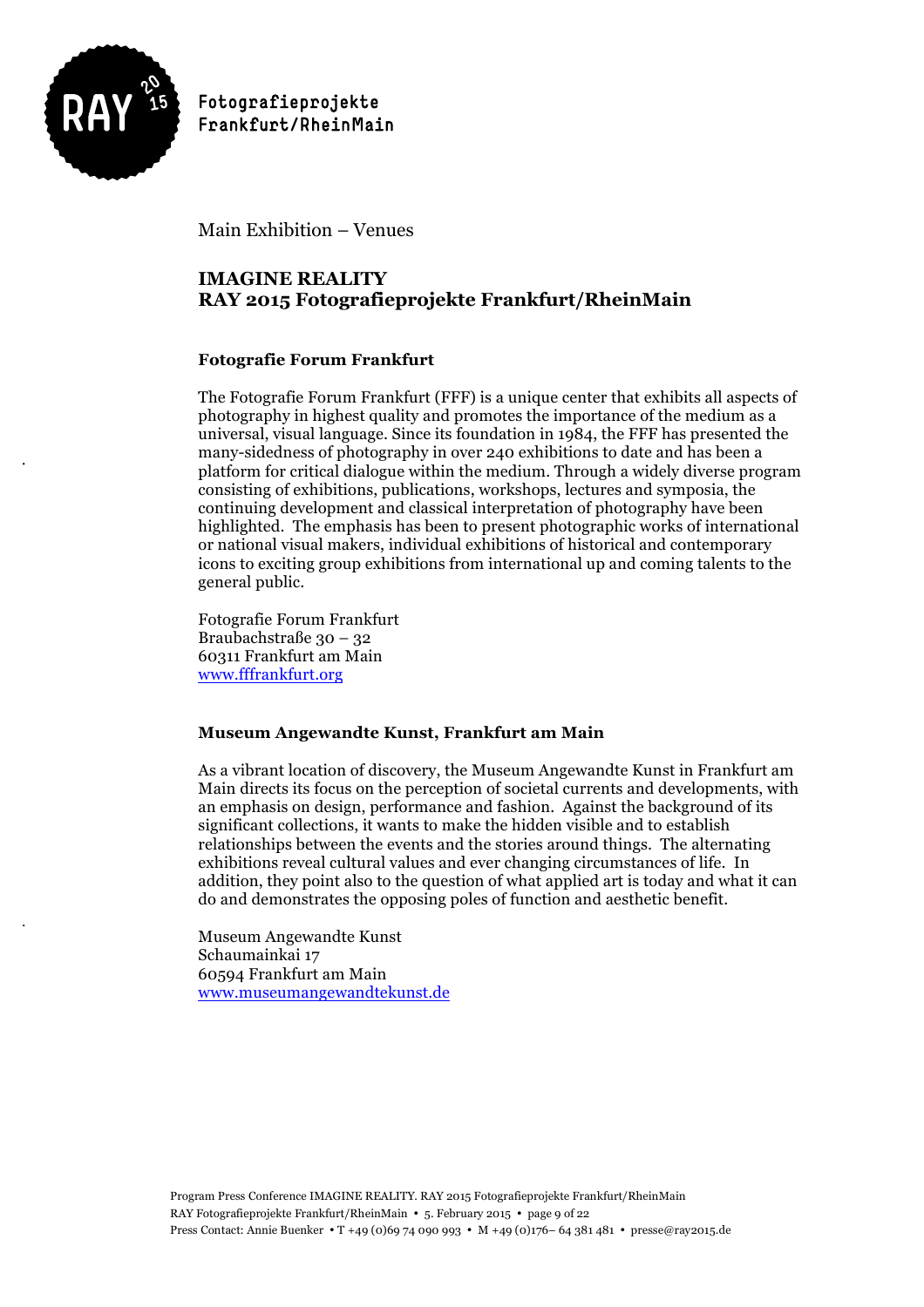Main Exhibition – Venues

## IMAGINE REALITY
## RAY 2015 Fotografieprojekte Frankfurt/RheinMain

### Fotografie Forum Frankfurt

The Fotografie Forum Frankfurt (FFF) is a unique center that exhibits all aspects of photography in highest quality and promotes the importance of the medium as a universal, visual language. Since its foundation in 1984, the FFF has presented the many-sidedness of photography in over 240 exhibitions to date and has been a platform for critical dialogue within the medium. Through a widely diverse program consisting of exhibitions, publications, workshops, lectures and symposia, the continuing development and classical interpretation of photography have been highlighted. The emphasis has been to present photographic works of international or national visual makers, individual exhibitions of historical and contemporary icons to exciting group exhibitions from international up and coming talents to the general public.

Fotografie Forum Frankfurt
Braubachstraße 30 – 32
60311 Frankfurt am Main
www.fffrankfurt.org

### Museum Angewandte Kunst, Frankfurt am Main

As a vibrant location of discovery, the Museum Angewandte Kunst in Frankfurt am Main directs its focus on the perception of societal currents and developments, with an emphasis on design, performance and fashion. Against the background of its significant collections, it wants to make the hidden visible and to establish relationships between the events and the stories around things. The alternating exhibitions reveal cultural values and ever changing circumstances of life. In addition, they point also to the question of what applied art is today and what it can do and demonstrates the opposing poles of function and aesthetic benefit.

Museum Angewandte Kunst
Schaumainkai 17
60594 Frankfurt am Main
www.museumangewandtekunst.de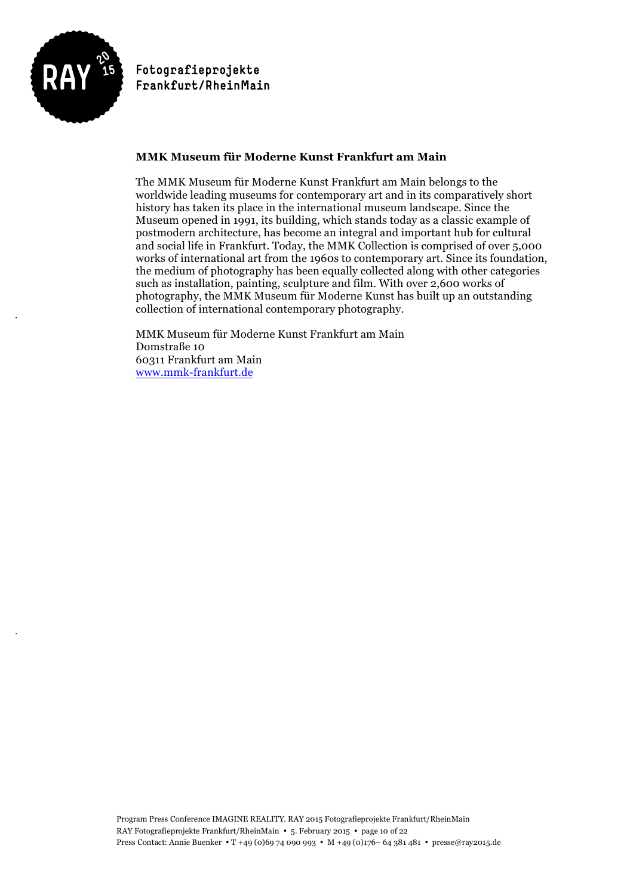## MMK Museum für Moderne Kunst Frankfurt am Main

The MMK Museum für Moderne Kunst Frankfurt am Main belongs to the worldwide leading museums for contemporary art and in its comparatively short history has taken its place in the international museum landscape. Since the Museum opened in 1991, its building, which stands today as a classic example of postmodern architecture, has become an integral and important hub for cultural and social life in Frankfurt. Today, the MMK Collection is comprised of over 5,000 works of international art from the 1960s to contemporary art. Since its foundation, the medium of photography has been equally collected along with other categories such as installation, painting, sculpture and film. With over 2,600 works of photography, the MMK Museum für Moderne Kunst has built up an outstanding collection of international contemporary photography.

MMK Museum für Moderne Kunst Frankfurt am Main  
Domstraße 10  
60311 Frankfurt am Main  
www.mmk-frankfurt.de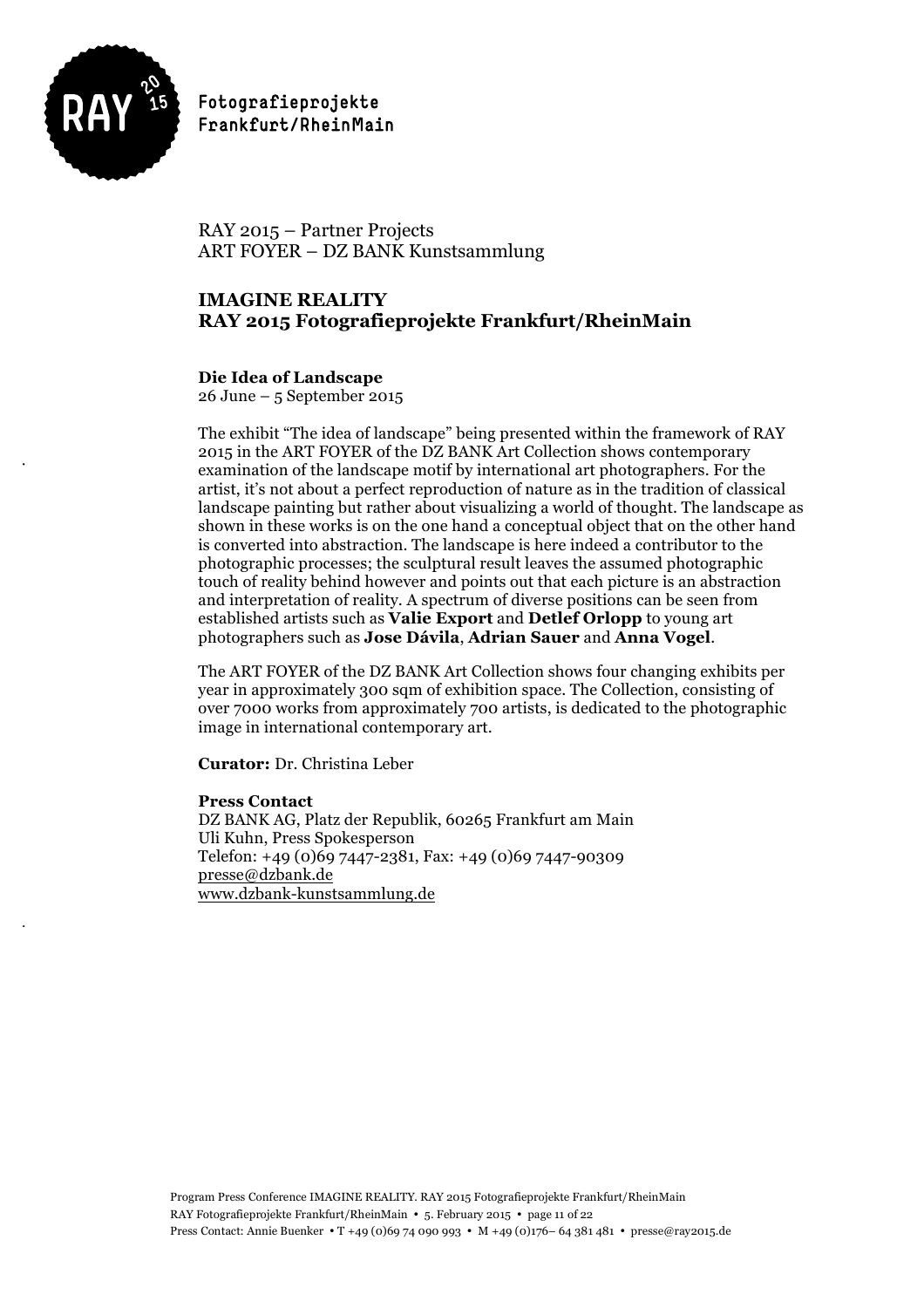Fotografieprojekte
Frankfurt/RheinMain

RAY 2015 – Partner Projects
ART FOYER – DZ BANK Kunstsammlung

## IMAGINE REALITY
## RAY 2015 Fotografieprojekte Frankfurt/RheinMain

**Die Idea of Landscape**
26 June – 5 September 2015

The exhibit "The idea of landscape" being presented within the framework of RAY 2015 in the ART FOYER of the DZ BANK Art Collection shows contemporary examination of the landscape motif by international art photographers. For the artist, it's not about a perfect reproduction of nature as in the tradition of classical landscape painting but rather about visualizing a world of thought. The landscape as shown in these works is on the one hand a conceptual object that on the other hand is converted into abstraction. The landscape is here indeed a contributor to the photographic processes; the sculptural result leaves the assumed photographic touch of reality behind however and points out that each picture is an abstraction and interpretation of reality. A spectrum of diverse positions can be seen from established artists such as **Valie Export** and **Detlef Orlopp** to young art photographers such as **Jose Dávila**, **Adrian Sauer** and **Anna Vogel**.

The ART FOYER of the DZ BANK Art Collection shows four changing exhibits per year in approximately 300 sqm of exhibition space. The Collection, consisting of over 7000 works from approximately 700 artists, is dedicated to the photographic image in international contemporary art.

**Curator:** Dr. Christina Leber

**Press Contact**
DZ BANK AG, Platz der Republik, 60265 Frankfurt am Main
Uli Kuhn, Press Spokesperson
Telefon: +49 (0)69 7447-2381, Fax: +49 (0)69 7447-90309
presse@dzbank.de
www.dzbank-kunstsammlung.de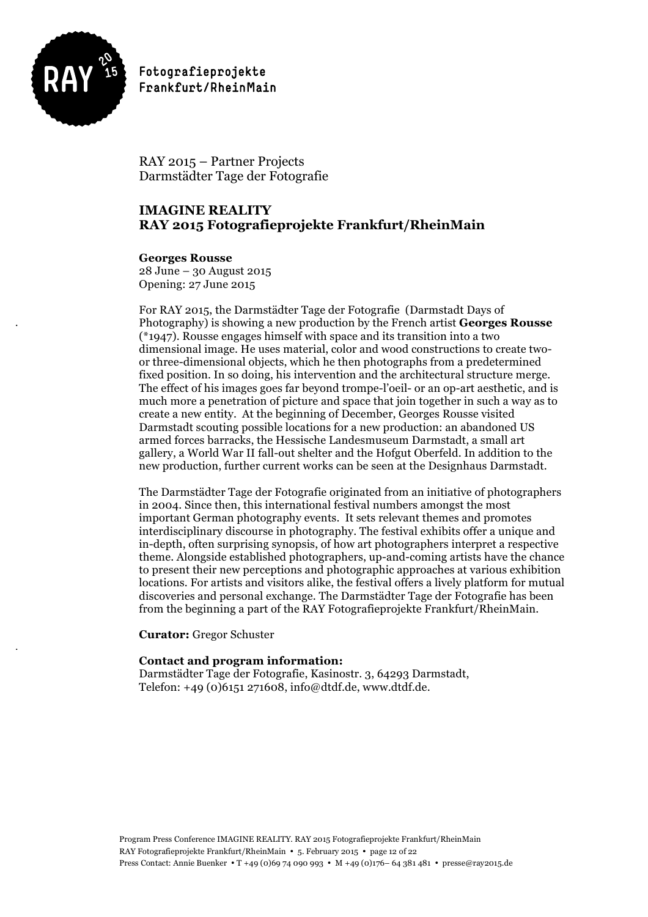RAY 2015 – Partner Projects
Darmstädter Tage der Fotografie

## IMAGINE REALITY
## RAY 2015 Fotografieprojekte Frankfurt/RheinMain

**Georges Rousse**
28 June – 30 August 2015
Opening: 27 June 2015

For RAY 2015, the Darmstädter Tage der Fotografie (Darmstadt Days of Photography) is showing a new production by the French artist **Georges Rousse** (*1947). Rousse engages himself with space and its transition into a two dimensional image. He uses material, color and wood constructions to create two- or three-dimensional objects, which he then photographs from a predetermined fixed position. In so doing, his intervention and the architectural structure merge. The effect of his images goes far beyond trompe-l'oeil- or an op-art aesthetic, and is much more a penetration of picture and space that join together in such a way as to create a new entity. At the beginning of December, Georges Rousse visited Darmstadt scouting possible locations for a new production: an abandoned US armed forces barracks, the Hessische Landesmuseum Darmstadt, a small art gallery, a World War II fall-out shelter and the Hofgut Oberfeld. In addition to the new production, further current works can be seen at the Designhaus Darmstadt.

The Darmstädter Tage der Fotografie originated from an initiative of photographers in 2004. Since then, this international festival numbers amongst the most important German photography events. It sets relevant themes and promotes interdisciplinary discourse in photography. The festival exhibits offer a unique and in-depth, often surprising synopsis, of how art photographers interpret a respective theme. Alongside established photographers, up-and-coming artists have the chance to present their new perceptions and photographic approaches at various exhibition locations. For artists and visitors alike, the festival offers a lively platform for mutual discoveries and personal exchange. The Darmstädter Tage der Fotografie has been from the beginning a part of the RAY Fotografieprojekte Frankfurt/RheinMain.

**Curator:** Gregor Schuster

**Contact and program information:**
Darmstädter Tage der Fotografie, Kasinostr. 3, 64293 Darmstadt,
Telefon: +49 (0)6151 271608, info@dtdf.de, www.dtdf.de.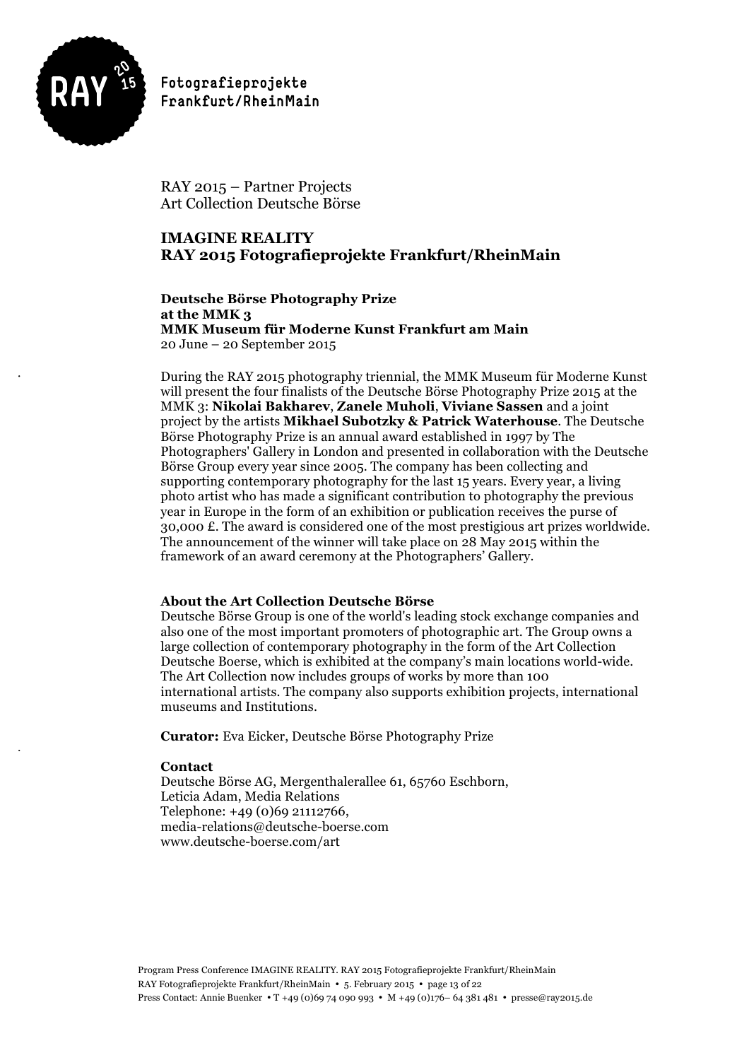Fotografieprojekte
Frankfurt/RheinMain

RAY 2015 – Partner Projects
Art Collection Deutsche Börse

## IMAGINE REALITY
## RAY 2015 Fotografieprojekte Frankfurt/RheinMain

**Deutsche Börse Photography Prize**
**at the MMK 3**
**MMK Museum für Moderne Kunst Frankfurt am Main**
20 June – 20 September 2015

During the RAY 2015 photography triennial, the MMK Museum für Moderne Kunst will present the four finalists of the Deutsche Börse Photography Prize 2015 at the MMK 3: **Nikolai Bakharev**, **Zanele Muholi**, **Viviane Sassen** and a joint project by the artists **Mikhael Subotzky & Patrick Waterhouse**. The Deutsche Börse Photography Prize is an annual award established in 1997 by The Photographers' Gallery in London and presented in collaboration with the Deutsche Börse Group every year since 2005. The company has been collecting and supporting contemporary photography for the last 15 years. Every year, a living photo artist who has made a significant contribution to photography the previous year in Europe in the form of an exhibition or publication receives the purse of 30,000 £. The award is considered one of the most prestigious art prizes worldwide. The announcement of the winner will take place on 28 May 2015 within the framework of an award ceremony at the Photographers' Gallery.

**About the Art Collection Deutsche Börse**
Deutsche Börse Group is one of the world's leading stock exchange companies and also one of the most important promoters of photographic art. The Group owns a large collection of contemporary photography in the form of the Art Collection Deutsche Boerse, which is exhibited at the company's main locations world-wide. The Art Collection now includes groups of works by more than 100 international artists. The company also supports exhibition projects, international museums and Institutions.

**Curator:** Eva Eicker, Deutsche Börse Photography Prize

**Contact**
Deutsche Börse AG, Mergenthalerallee 61, 65760 Eschborn,
Leticia Adam, Media Relations
Telephone: +49 (0)69 21112766,
media-relations@deutsche-boerse.com
www.deutsche-boerse.com/art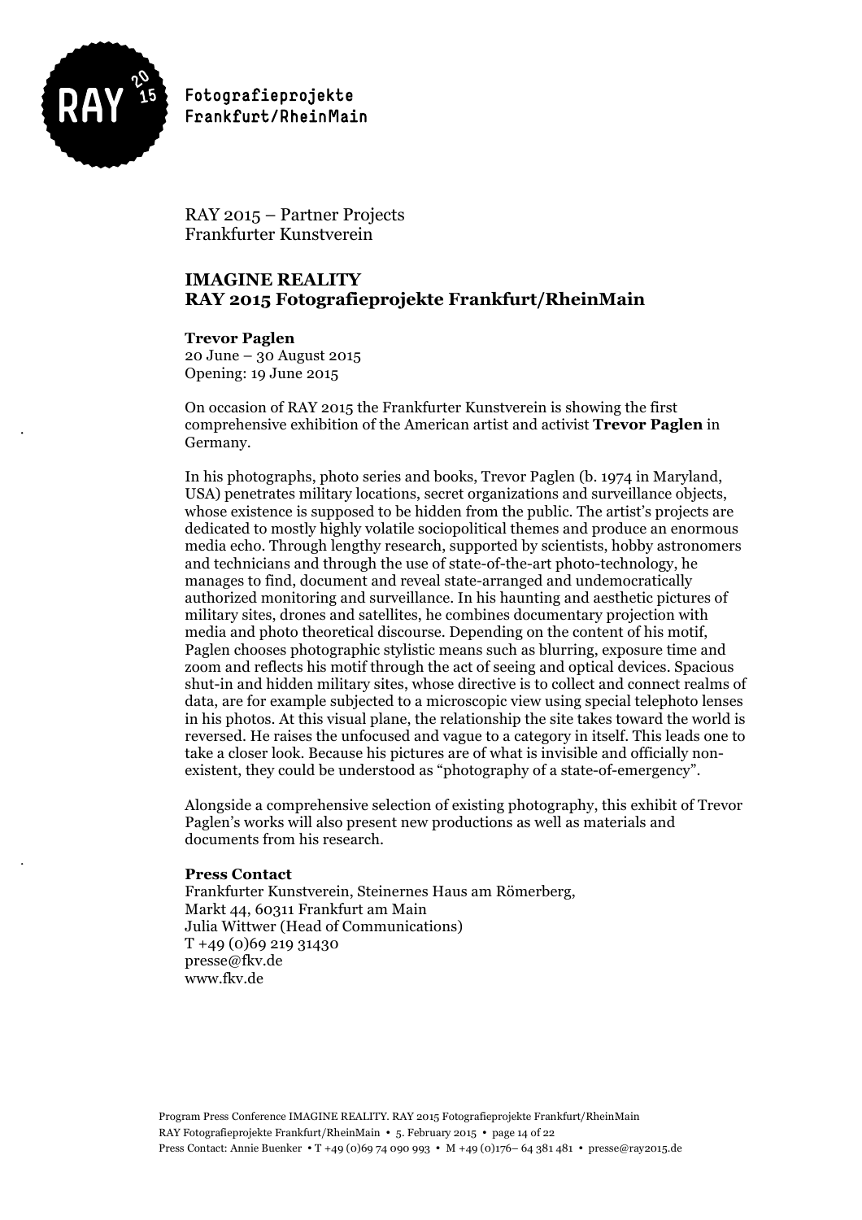RAY 2015 – Partner Projects
Frankfurter Kunstverein

## IMAGINE REALITY
## RAY 2015 Fotografieprojekte Frankfurt/RheinMain

**Trevor Paglen**
20 June – 30 August 2015
Opening: 19 June 2015

On occasion of RAY 2015 the Frankfurter Kunstverein is showing the first comprehensive exhibition of the American artist and activist **Trevor Paglen** in Germany.

In his photographs, photo series and books, Trevor Paglen (b. 1974 in Maryland, USA) penetrates military locations, secret organizations and surveillance objects, whose existence is supposed to be hidden from the public. The artist's projects are dedicated to mostly highly volatile sociopolitical themes and produce an enormous media echo. Through lengthy research, supported by scientists, hobby astronomers and technicians and through the use of state-of-the-art photo-technology, he manages to find, document and reveal state-arranged and undemocratically authorized monitoring and surveillance. In his haunting and aesthetic pictures of military sites, drones and satellites, he combines documentary projection with media and photo theoretical discourse. Depending on the content of his motif, Paglen chooses photographic stylistic means such as blurring, exposure time and zoom and reflects his motif through the act of seeing and optical devices. Spacious shut-in and hidden military sites, whose directive is to collect and connect realms of data, are for example subjected to a microscopic view using special telephoto lenses in his photos. At this visual plane, the relationship the site takes toward the world is reversed. He raises the unfocused and vague to a category in itself. This leads one to take a closer look. Because his pictures are of what is invisible and officially non-existent, they could be understood as "photography of a state-of-emergency".

Alongside a comprehensive selection of existing photography, this exhibit of Trevor Paglen's works will also present new productions as well as materials and documents from his research.

**Press Contact**
Frankfurter Kunstverein, Steinernes Haus am Römerberg,
Markt 44, 60311 Frankfurt am Main
Julia Wittwer (Head of Communications)
T +49 (0)69 219 31430
presse@fkv.de
www.fkv.de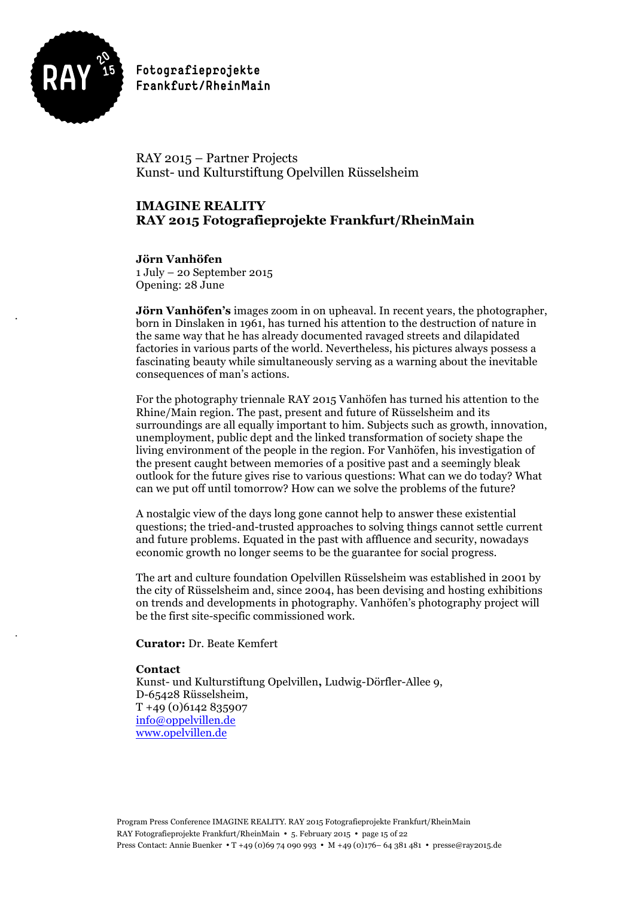Fotografieprojekte Frankfurt/RheinMain

RAY 2015 – Partner Projects
Kunst- und Kulturstiftung Opelvillen Rüsselsheim

## IMAGINE REALITY
## RAY 2015 Fotografieprojekte Frankfurt/RheinMain

**Jörn Vanhöfen**
1 July – 20 September 2015
Opening: 28 June

**Jörn Vanhöfen's** images zoom in on upheaval. In recent years, the photographer, born in Dinslaken in 1961, has turned his attention to the destruction of nature in the same way that he has already documented ravaged streets and dilapidated factories in various parts of the world. Nevertheless, his pictures always possess a fascinating beauty while simultaneously serving as a warning about the inevitable consequences of man's actions.

For the photography triennale RAY 2015 Vanhöfen has turned his attention to the Rhine/Main region. The past, present and future of Rüsselsheim and its surroundings are all equally important to him. Subjects such as growth, innovation, unemployment, public dept and the linked transformation of society shape the living environment of the people in the region. For Vanhöfen, his investigation of the present caught between memories of a positive past and a seemingly bleak outlook for the future gives rise to various questions: What can we do today? What can we put off until tomorrow? How can we solve the problems of the future?

A nostalgic view of the days long gone cannot help to answer these existential questions; the tried-and-trusted approaches to solving things cannot settle current and future problems. Equated in the past with affluence and security, nowadays economic growth no longer seems to be the guarantee for social progress.

The art and culture foundation Opelvillen Rüsselsheim was established in 2001 by the city of Rüsselsheim and, since 2004, has been devising and hosting exhibitions on trends and developments in photography. Vanhöfen's photography project will be the first site-specific commissioned work.

**Curator:** Dr. Beate Kemfert

**Contact**
Kunst- und Kulturstiftung Opelvillen**,** Ludwig-Dörfler-Allee 9,
D-65428 Rüsselsheim,
T +49 (0)6142 835907
info@oppelvillen.de
www.opelvillen.de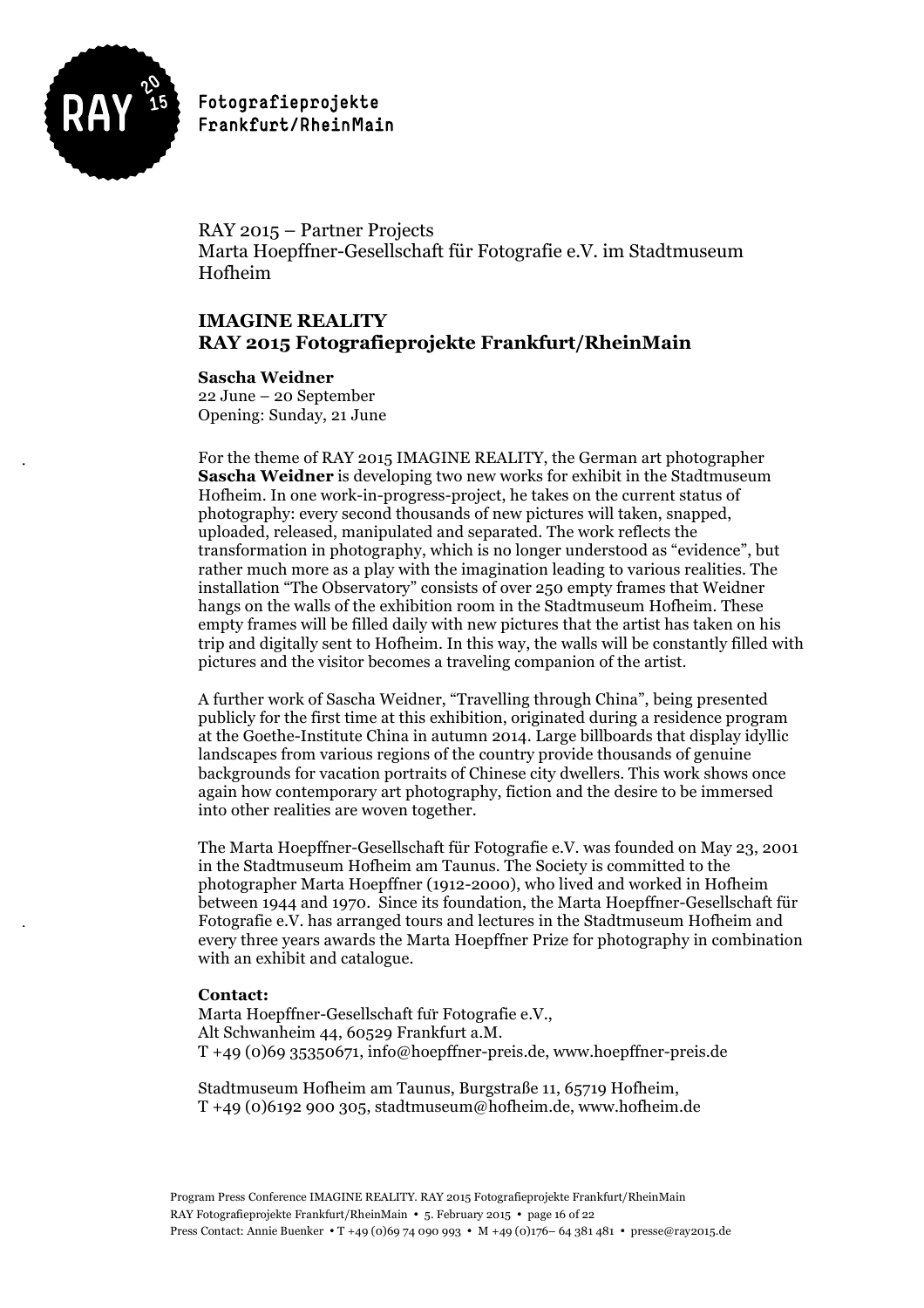RAY 2015 – Partner Projects
Marta Hoepffner-Gesellschaft für Fotografie e.V. im Stadtmuseum Hofheim

## IMAGINE REALITY
## RAY 2015 Fotografieprojekte Frankfurt/RheinMain

**Sascha Weidner**
22 June – 20 September
Opening: Sunday, 21 June

For the theme of RAY 2015 IMAGINE REALITY, the German art photographer **Sascha Weidner** is developing two new works for exhibit in the Stadtmuseum Hofheim. In one work-in-progress-project, he takes on the current status of photography: every second thousands of new pictures will taken, snapped, uploaded, released, manipulated and separated. The work reflects the transformation in photography, which is no longer understood as "evidence", but rather much more as a play with the imagination leading to various realities. The installation "The Observatory" consists of over 250 empty frames that Weidner hangs on the walls of the exhibition room in the Stadtmuseum Hofheim. These empty frames will be filled daily with new pictures that the artist has taken on his trip and digitally sent to Hofheim. In this way, the walls will be constantly filled with pictures and the visitor becomes a traveling companion of the artist.

A further work of Sascha Weidner, "Travelling through China", being presented publicly for the first time at this exhibition, originated during a residence program at the Goethe-Institute China in autumn 2014. Large billboards that display idyllic landscapes from various regions of the country provide thousands of genuine backgrounds for vacation portraits of Chinese city dwellers. This work shows once again how contemporary art photography, fiction and the desire to be immersed into other realities are woven together.

The Marta Hoepffner-Gesellschaft für Fotografie e.V. was founded on May 23, 2001 in the Stadtmuseum Hofheim am Taunus. The Society is committed to the photographer Marta Hoepffner (1912-2000), who lived and worked in Hofheim between 1944 and 1970. Since its foundation, the Marta Hoepffner-Gesellschaft für Fotografie e.V. has arranged tours and lectures in the Stadtmuseum Hofheim and every three years awards the Marta Hoepffner Prize for photography in combination with an exhibit and catalogue.

**Contact:**
Marta Hoepffner-Gesellschaft für Fotografie e.V.,
Alt Schwanheim 44, 60529 Frankfurt a.M.
T +49 (0)69 35350671, info@hoepffner-preis.de, www.hoepffner-preis.de

Stadtmuseum Hofheim am Taunus, Burgstraße 11, 65719 Hofheim,
T +49 (0)6192 900 305, stadtmuseum@hofheim.de, www.hofheim.de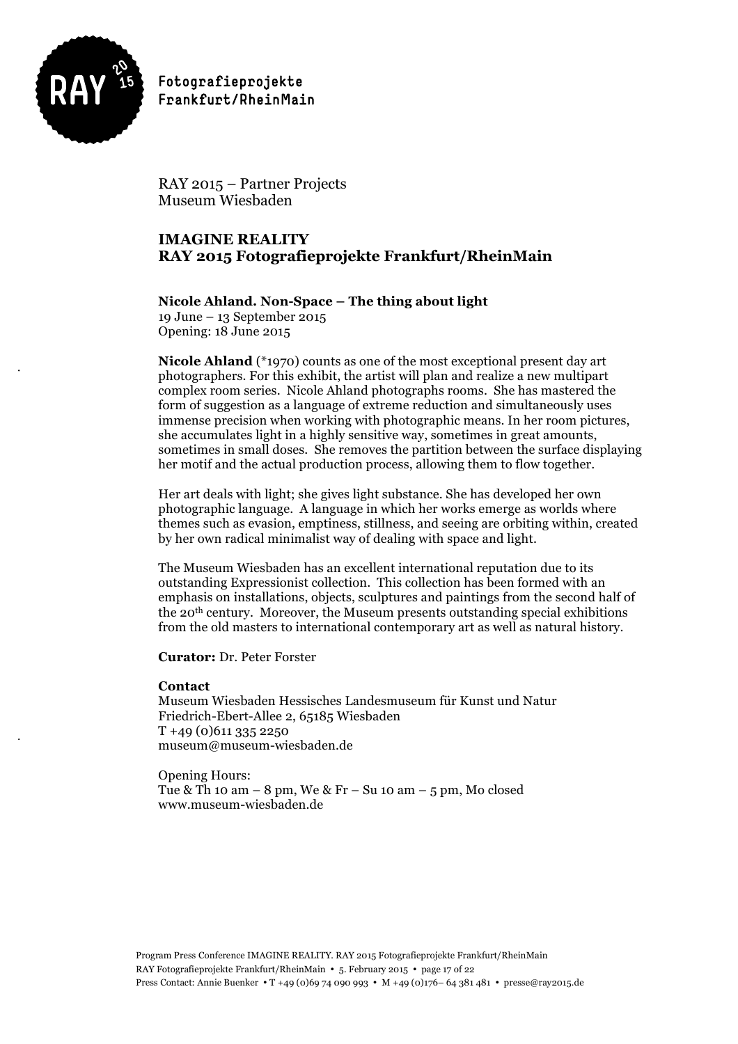RAY 2015 – Partner Projects
Museum Wiesbaden

## IMAGINE REALITY
## RAY 2015 Fotografieprojekte Frankfurt/RheinMain

### Nicole Ahland. Non-Space – The thing about light

19 June – 13 September 2015
Opening: 18 June 2015

**Nicole Ahland** (*1970) counts as one of the most exceptional present day art photographers. For this exhibit, the artist will plan and realize a new multipart complex room series. Nicole Ahland photographs rooms. She has mastered the form of suggestion as a language of extreme reduction and simultaneously uses immense precision when working with photographic means. In her room pictures, she accumulates light in a highly sensitive way, sometimes in great amounts, sometimes in small doses. She removes the partition between the surface displaying her motif and the actual production process, allowing them to flow together.

Her art deals with light; she gives light substance. She has developed her own photographic language. A language in which her works emerge as worlds where themes such as evasion, emptiness, stillness, and seeing are orbiting within, created by her own radical minimalist way of dealing with space and light.

The Museum Wiesbaden has an excellent international reputation due to its outstanding Expressionist collection. This collection has been formed with an emphasis on installations, objects, sculptures and paintings from the second half of the 20th century. Moreover, the Museum presents outstanding special exhibitions from the old masters to international contemporary art as well as natural history.

**Curator:** Dr. Peter Forster

**Contact**
Museum Wiesbaden Hessisches Landesmuseum für Kunst und Natur
Friedrich-Ebert-Allee 2, 65185 Wiesbaden
T +49 (0)611 335 2250
museum@museum-wiesbaden.de

Opening Hours:
Tue & Th 10 am – 8 pm, We & Fr – Su 10 am – 5 pm, Mo closed
www.museum-wiesbaden.de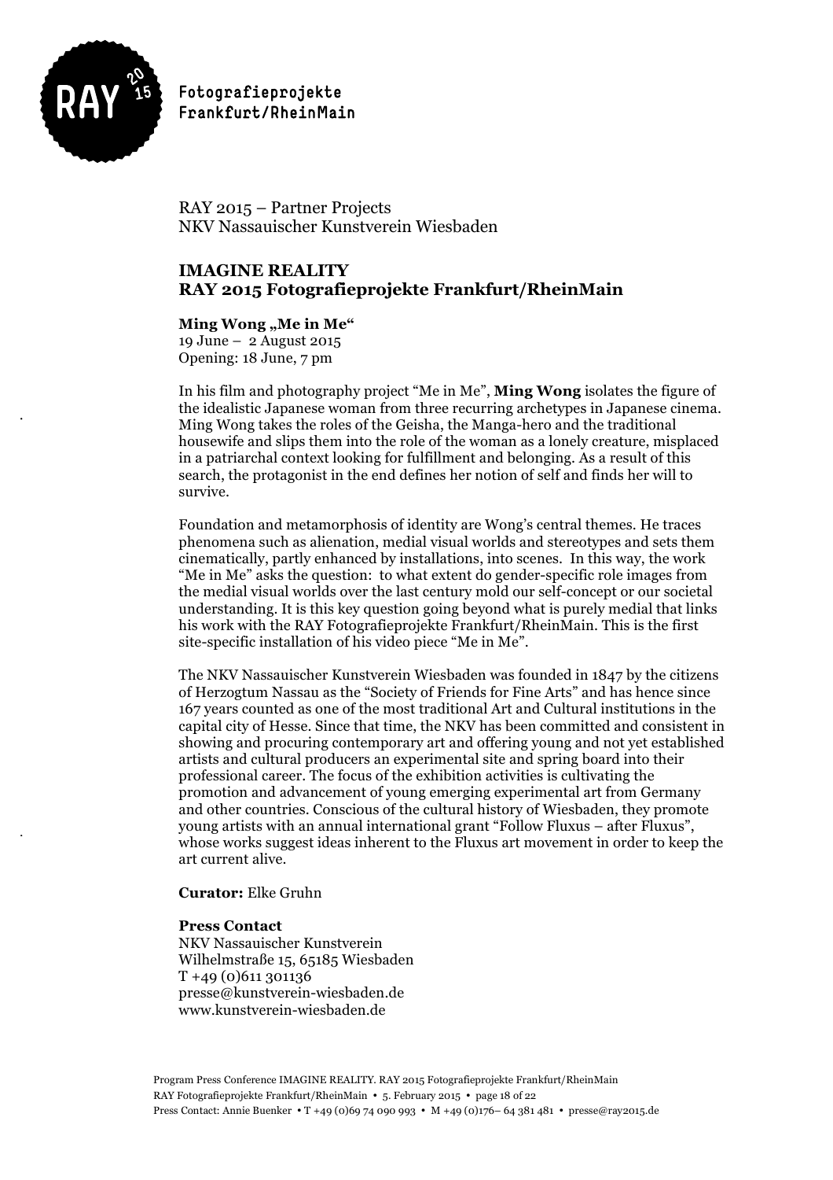RAY 2015 – Partner Projects
NKV Nassauischer Kunstverein Wiesbaden

## IMAGINE REALITY
## RAY 2015 Fotografieprojekte Frankfurt/RheinMain

**Ming Wong „Me in Me"**
19 June – 2 August 2015
Opening: 18 June, 7 pm

In his film and photography project "Me in Me", **Ming Wong** isolates the figure of the idealistic Japanese woman from three recurring archetypes in Japanese cinema. Ming Wong takes the roles of the Geisha, the Manga-hero and the traditional housewife and slips them into the role of the woman as a lonely creature, misplaced in a patriarchal context looking for fulfillment and belonging. As a result of this search, the protagonist in the end defines her notion of self and finds her will to survive.

Foundation and metamorphosis of identity are Wong's central themes. He traces phenomena such as alienation, medial visual worlds and stereotypes and sets them cinematically, partly enhanced by installations, into scenes. In this way, the work "Me in Me" asks the question: to what extent do gender-specific role images from the medial visual worlds over the last century mold our self-concept or our societal understanding. It is this key question going beyond what is purely medial that links his work with the RAY Fotografieprojekte Frankfurt/RheinMain. This is the first site-specific installation of his video piece "Me in Me".

The NKV Nassauischer Kunstverein Wiesbaden was founded in 1847 by the citizens of Herzogtum Nassau as the "Society of Friends for Fine Arts" and has hence since 167 years counted as one of the most traditional Art and Cultural institutions in the capital city of Hesse. Since that time, the NKV has been committed and consistent in showing and procuring contemporary art and offering young and not yet established artists and cultural producers an experimental site and spring board into their professional career. The focus of the exhibition activities is cultivating the promotion and advancement of young emerging experimental art from Germany and other countries. Conscious of the cultural history of Wiesbaden, they promote young artists with an annual international grant "Follow Fluxus – after Fluxus", whose works suggest ideas inherent to the Fluxus art movement in order to keep the art current alive.

**Curator:** Elke Gruhn

**Press Contact**
NKV Nassauischer Kunstverein
Wilhelmstraße 15, 65185 Wiesbaden
T +49 (0)611 301136
presse@kunstverein-wiesbaden.de
www.kunstverein-wiesbaden.de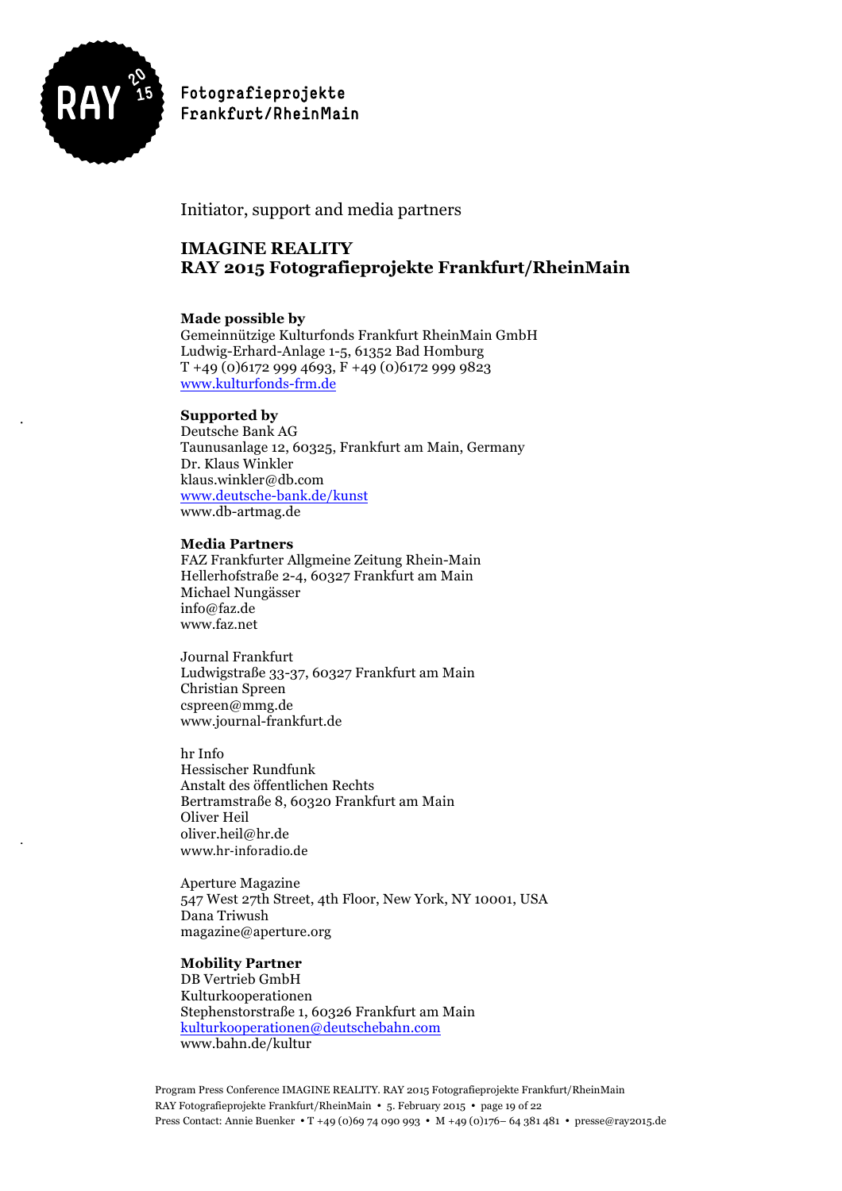Initiator, support and media partners

## IMAGINE REALITY
## RAY 2015 Fotografieprojekte Frankfurt/RheinMain

**Made possible by**
Gemeinnützige Kulturfonds Frankfurt RheinMain GmbH
Ludwig-Erhard-Anlage 1-5, 61352 Bad Homburg
T +49 (0)6172 999 4693, F +49 (0)6172 999 9823
www.kulturfonds-frm.de

**Supported by**
Deutsche Bank AG
Taunusanlage 12, 60325, Frankfurt am Main, Germany
Dr. Klaus Winkler
klaus.winkler@db.com
www.deutsche-bank.de/kunst
www.db-artmag.de

**Media Partners**
FAZ Frankfurter Allgemeine Zeitung Rhein-Main
Hellerhofstraße 2-4, 60327 Frankfurt am Main
Michael Nungässer
info@faz.de
www.faz.net

Journal Frankfurt
Ludwigstraße 33-37, 60327 Frankfurt am Main
Christian Spreen
cspreen@mmg.de
www.journal-frankfurt.de

hr Info
Hessischer Rundfunk
Anstalt des öffentlichen Rechts
Bertramstraße 8, 60320 Frankfurt am Main
Oliver Heil
oliver.heil@hr.de
www.hr-inforadio.de

Aperture Magazine
547 West 27th Street, 4th Floor, New York, NY 10001, USA
Dana Triwush
magazine@aperture.org

**Mobility Partner**
DB Vertrieb GmbH
Kulturkooperationen
Stephenstorstraße 1, 60326 Frankfurt am Main
kulturkooperationen@deutschebahn.com
www.bahn.de/kultur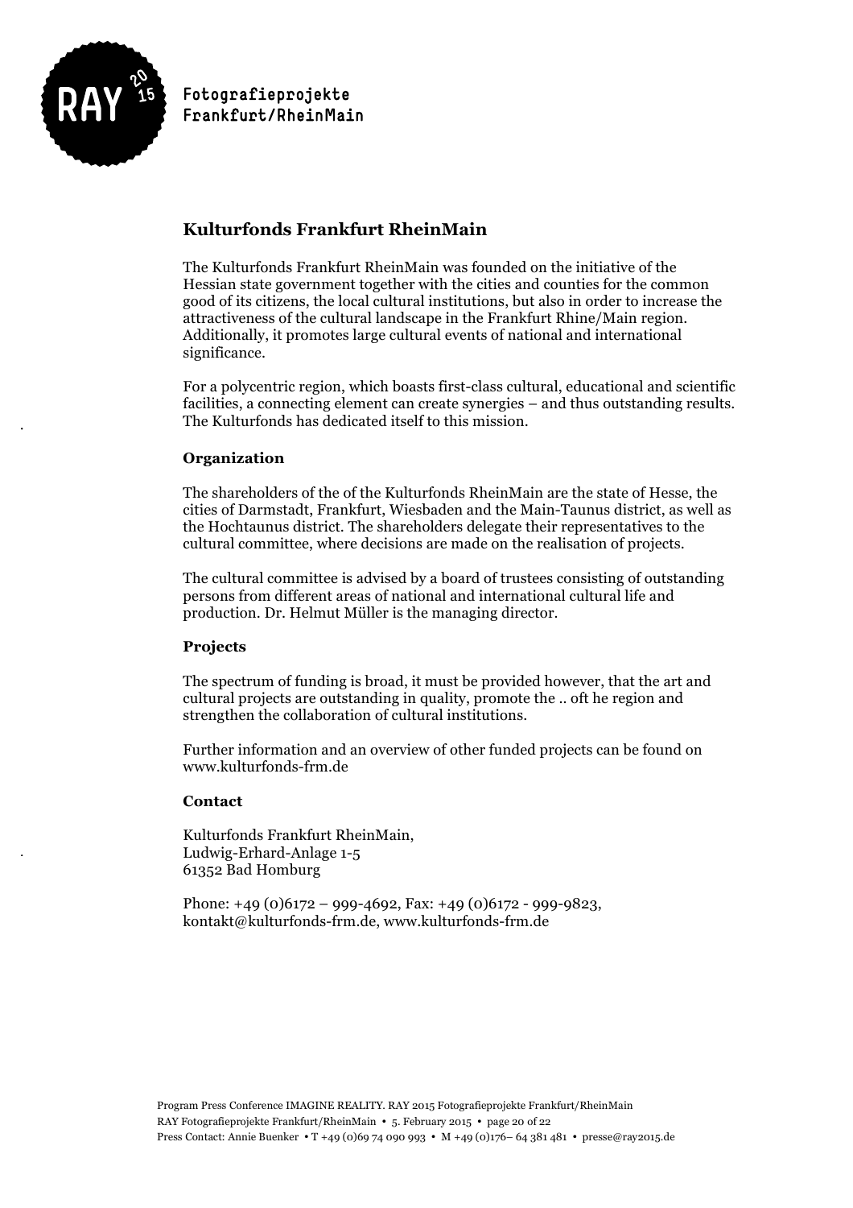## Kulturfonds Frankfurt RheinMain

The Kulturfonds Frankfurt RheinMain was founded on the initiative of the Hessian state government together with the cities and counties for the common good of its citizens, the local cultural institutions, but also in order to increase the attractiveness of the cultural landscape in the Frankfurt Rhine/Main region. Additionally, it promotes large cultural events of national and international significance.

For a polycentric region, which boasts first-class cultural, educational and scientific facilities, a connecting element can create synergies – and thus outstanding results. The Kulturfonds has dedicated itself to this mission.

### Organization

The shareholders of the of the Kulturfonds RheinMain are the state of Hesse, the cities of Darmstadt, Frankfurt, Wiesbaden and the Main-Taunus district, as well as the Hochtaunus district. The shareholders delegate their representatives to the cultural committee, where decisions are made on the realisation of projects.

The cultural committee is advised by a board of trustees consisting of outstanding persons from different areas of national and international cultural life and production. Dr. Helmut Müller is the managing director.

### Projects

The spectrum of funding is broad, it must be provided however, that the art and cultural projects are outstanding in quality, promote the .. oft he region and strengthen the collaboration of cultural institutions.

Further information and an overview of other funded projects can be found on www.kulturfonds-frm.de

### Contact

Kulturfonds Frankfurt RheinMain,
Ludwig-Erhard-Anlage 1-5
61352 Bad Homburg

Phone: +49 (0)6172 – 999-4692, Fax: +49 (0)6172 - 999-9823,
kontakt@kulturfonds-frm.de, www.kulturfonds-frm.de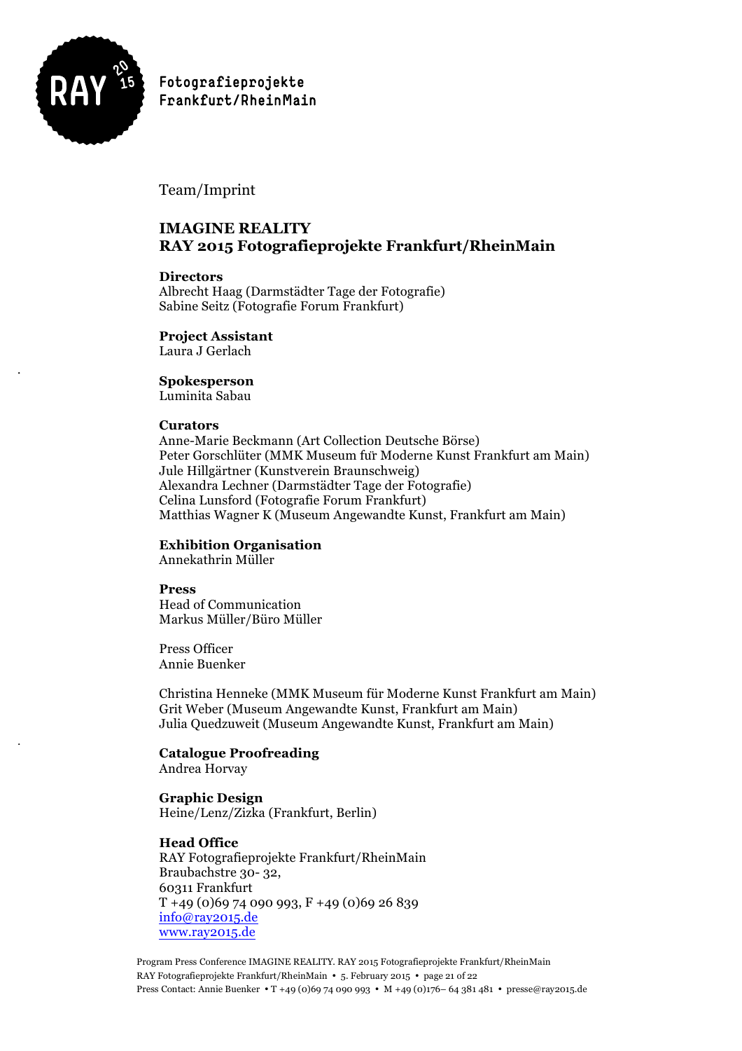Team/Imprint

## IMAGINE REALITY
## RAY 2015 Fotografieprojekte Frankfurt/RheinMain

**Directors**
Albrecht Haag (Darmstädter Tage der Fotografie)
Sabine Seitz (Fotografie Forum Frankfurt)

**Project Assistant**
Laura J Gerlach

**Spokesperson**
Luminita Sabau

**Curators**
Anne-Marie Beckmann (Art Collection Deutsche Börse)
Peter Gorschlüter (MMK Museum für Moderne Kunst Frankfurt am Main)
Jule Hillgärtner (Kunstverein Braunschweig)
Alexandra Lechner (Darmstädter Tage der Fotografie)
Celina Lunsford (Fotografie Forum Frankfurt)
Matthias Wagner K (Museum Angewandte Kunst, Frankfurt am Main)

**Exhibition Organisation**
Annekathrin Müller

**Press**
Head of Communication
Markus Müller/Büro Müller

Press Officer
Annie Buenker

Christina Henneke (MMK Museum für Moderne Kunst Frankfurt am Main)
Grit Weber (Museum Angewandte Kunst, Frankfurt am Main)
Julia Quedzuweit (Museum Angewandte Kunst, Frankfurt am Main)

**Catalogue Proofreading**
Andrea Horvay

**Graphic Design**
Heine/Lenz/Zizka (Frankfurt, Berlin)

**Head Office**
RAY Fotografieprojekte Frankfurt/RheinMain
Braubachstre 30- 32,
60311 Frankfurt
T +49 (0)69 74 090 993, F +49 (0)69 26 839
info@ray2015.de
www.ray2015.de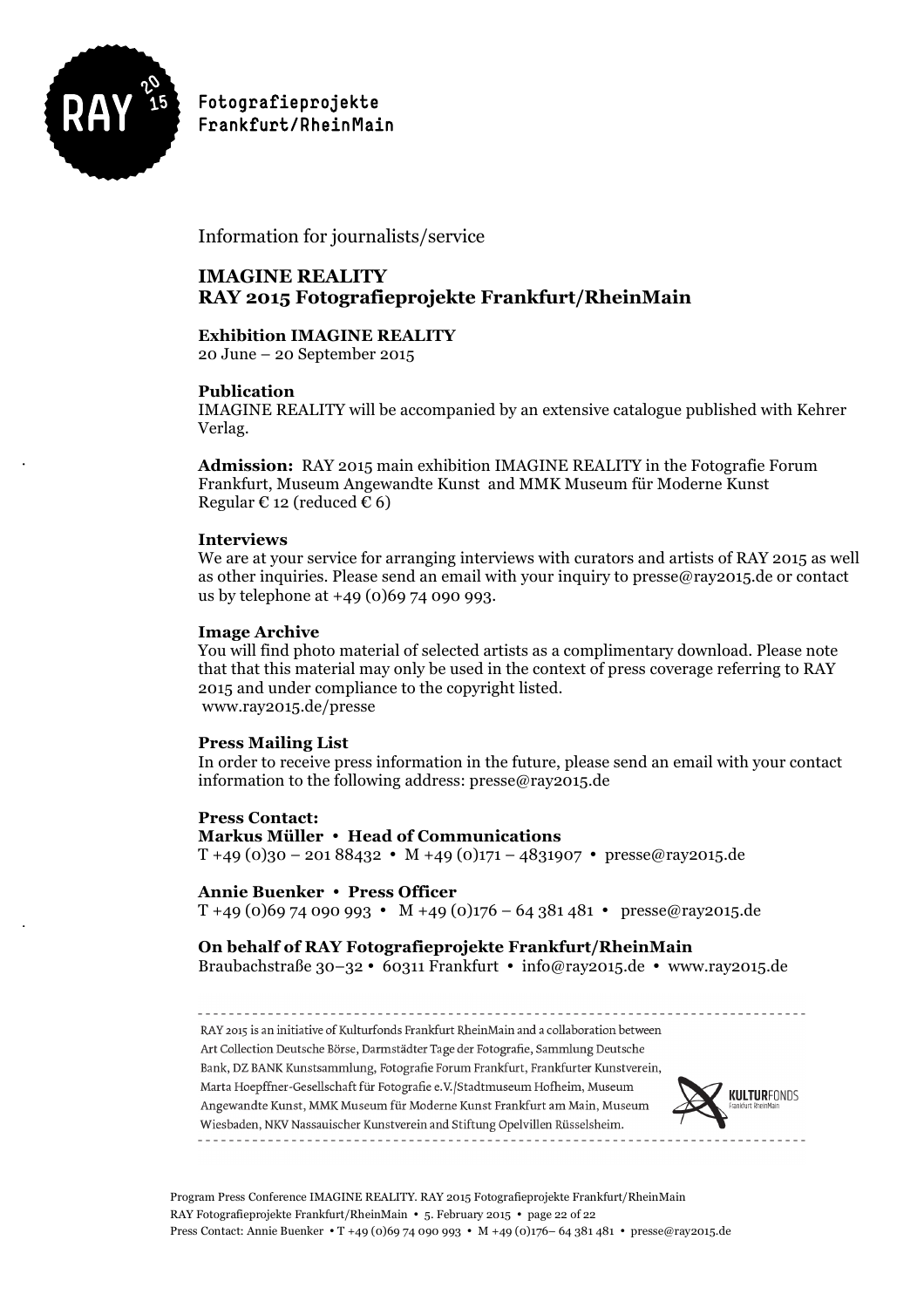Fotografieprojekte
Frankfurt/RheinMain

Information for journalists/service

## IMAGINE REALITY
## RAY 2015 Fotografieprojekte Frankfurt/RheinMain

**Exhibition IMAGINE REALITY**
20 June – 20 September 2015

**Publication**
IMAGINE REALITY will be accompanied by an extensive catalogue published with Kehrer Verlag.

**Admission:** RAY 2015 main exhibition IMAGINE REALITY in the Fotografie Forum Frankfurt, Museum Angewandte Kunst and MMK Museum für Moderne Kunst
Regular € 12 (reduced € 6)

**Interviews**
We are at your service for arranging interviews with curators and artists of RAY 2015 as well as other inquiries. Please send an email with your inquiry to presse@ray2015.de or contact us by telephone at +49 (0)69 74 090 993.

**Image Archive**
You will find photo material of selected artists as a complimentary download. Please note that that this material may only be used in the context of press coverage referring to RAY 2015 and under compliance to the copyright listed.
www.ray2015.de/presse

**Press Mailing List**
In order to receive press information in the future, please send an email with your contact information to the following address: presse@ray2015.de

**Press Contact:**
**Markus Müller • Head of Communications**
T +49 (0)30 – 201 88432 • M +49 (0)171 – 4831907 • presse@ray2015.de

**Annie Buenker • Press Officer**
T +49 (0)69 74 090 993 • M +49 (0)176 – 64 381 481 • presse@ray2015.de

**On behalf of RAY Fotografieprojekte Frankfurt/RheinMain**
Braubachstraße 30–32 • 60311 Frankfurt • info@ray2015.de • www.ray2015.de

RAY 2015 is an initiative of Kulturfonds Frankfurt RheinMain and a collaboration between Art Collection Deutsche Börse, Darmstädter Tage der Fotografie, Sammlung Deutsche Bank, DZ BANK Kunstsammlung, Fotografie Forum Frankfurt, Frankfurter Kunstverein, Marta Hoepffner-Gesellschaft für Fotografie e.V./Stadtmuseum Hofheim, Museum Angewandte Kunst, MMK Museum für Moderne Kunst Frankfurt am Main, Museum Wiesbaden, NKV Nassauischer Kunstverein and Stiftung Opelvillen Rüsselsheim.

KULTURFONDS Frankfurt RheinMain